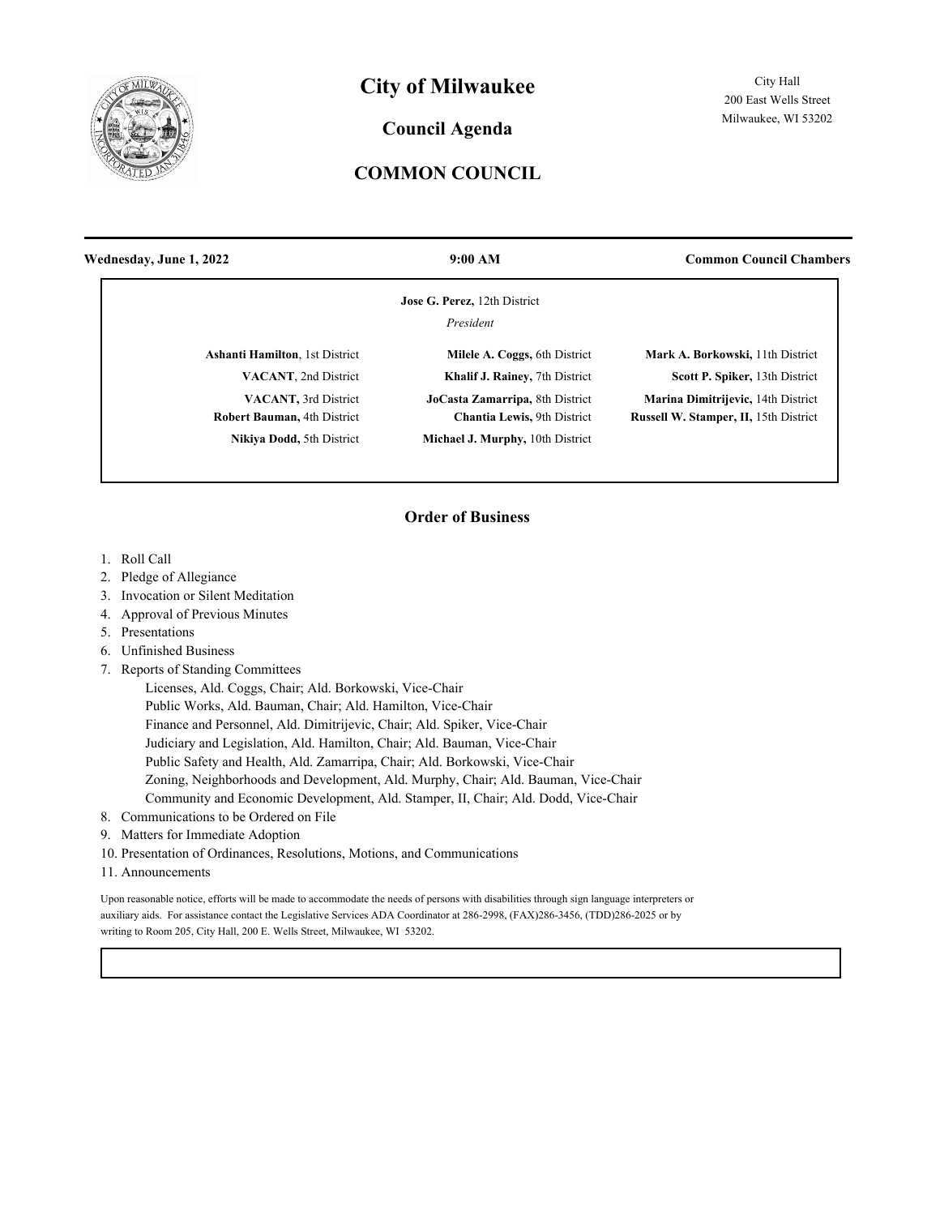# City of Milwaukee

City Hall
200 East Wells Street
Milwaukee, WI 53202

## Council Agenda

## COMMON COUNCIL

**Wednesday, June 1, 2022** | **9:00 AM** | **Common Council Chambers**

**Jose G. Perez,** 12th District
*President*

**Ashanti Hamilton**, 1st District
**VACANT**, 2nd District
**VACANT,** 3rd District
**Robert Bauman,** 4th District
**Nikiya Dodd,** 5th District
**Milele A. Coggs,** 6th District
**Khalif J. Rainey,** 7th District
**JoCasta Zamarripa,** 8th District
**Chantia Lewis,** 9th District
**Michael J. Murphy,** 10th District
**Mark A. Borkowski,** 11th District
**Scott P. Spiker,** 13th District
**Marina Dimitrijevic,** 14th District
**Russell W. Stamper, II,** 15th District

### Order of Business

1. Roll Call
2. Pledge of Allegiance
3. Invocation or Silent Meditation
4. Approval of Previous Minutes
5. Presentations
6. Unfinished Business
7. Reports of Standing Committees
   - Licenses, Ald. Coggs, Chair; Ald. Borkowski, Vice-Chair
   - Public Works, Ald. Bauman, Chair; Ald. Hamilton, Vice-Chair
   - Finance and Personnel, Ald. Dimitrijevic, Chair; Ald. Spiker, Vice-Chair
   - Judiciary and Legislation, Ald. Hamilton, Chair; Ald. Bauman, Vice-Chair
   - Public Safety and Health, Ald. Zamarripa, Chair; Ald. Borkowski, Vice-Chair
   - Zoning, Neighborhoods and Development, Ald. Murphy, Chair; Ald. Bauman, Vice-Chair
   - Community and Economic Development, Ald. Stamper, II, Chair; Ald. Dodd, Vice-Chair
8. Communications to be Ordered on File
9. Matters for Immediate Adoption
10. Presentation of Ordinances, Resolutions, Motions, and Communications
11. Announcements

Upon reasonable notice, efforts will be made to accommodate the needs of persons with disabilities through sign language interpreters or auxiliary aids. For assistance contact the Legislative Services ADA Coordinator at 286-2998, (FAX)286-3456, (TDD)286-2025 or by writing to Room 205, City Hall, 200 E. Wells Street, Milwaukee, WI 53202.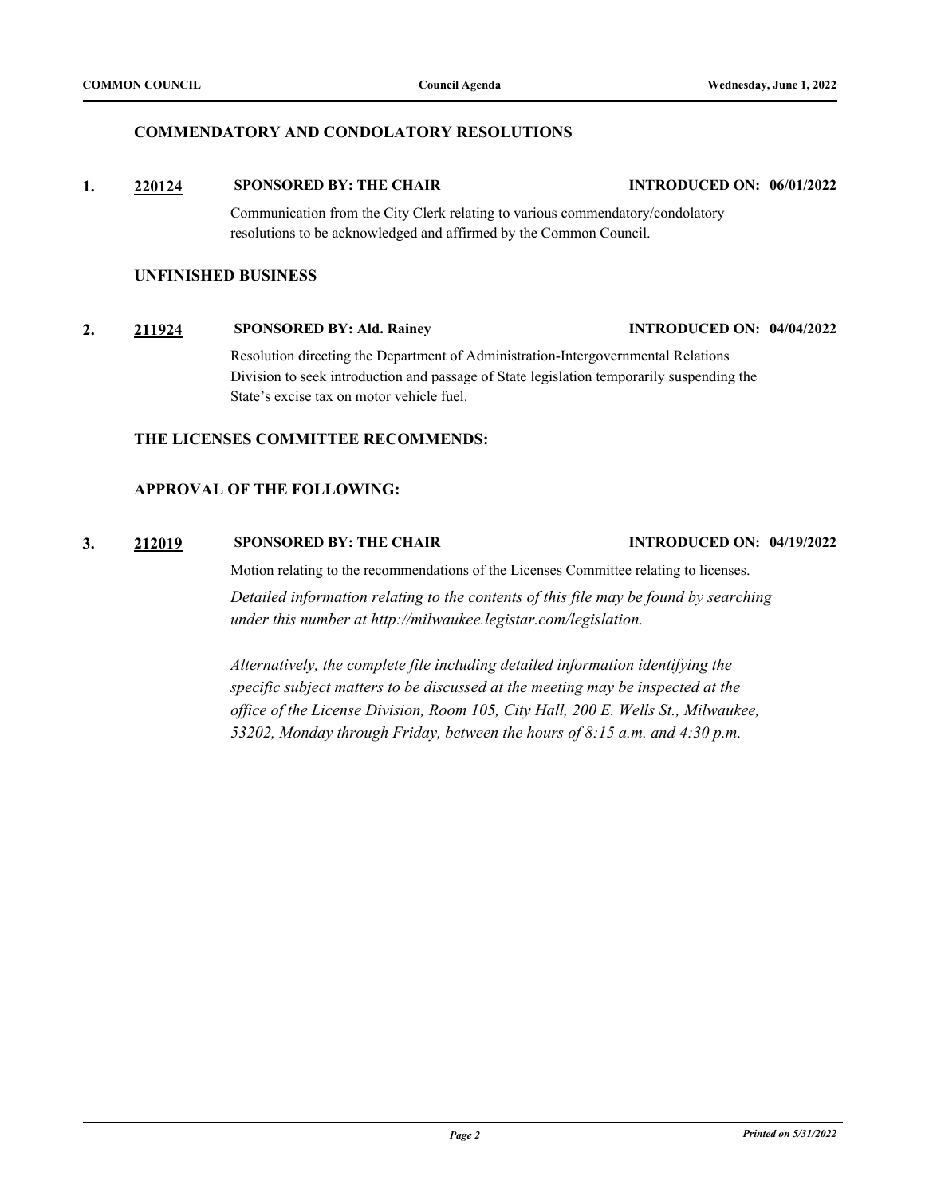## COMMENDATORY AND CONDOLATORY RESOLUTIONS

**1.** **220124** **SPONSORED BY: THE CHAIR** **INTRODUCED ON: 06/01/2022**

Communication from the City Clerk relating to various commendatory/condolatory resolutions to be acknowledged and affirmed by the Common Council.

## UNFINISHED BUSINESS

**2.** **211924** **SPONSORED BY: Ald. Rainey** **INTRODUCED ON: 04/04/2022**

Resolution directing the Department of Administration-Intergovernmental Relations Division to seek introduction and passage of State legislation temporarily suspending the State's excise tax on motor vehicle fuel.

## THE LICENSES COMMITTEE RECOMMENDS:

## APPROVAL OF THE FOLLOWING:

**3.** **212019** **SPONSORED BY: THE CHAIR** **INTRODUCED ON: 04/19/2022**

Motion relating to the recommendations of the Licenses Committee relating to licenses.

*Detailed information relating to the contents of this file may be found by searching under this number at http://milwaukee.legistar.com/legislation.*

*Alternatively, the complete file including detailed information identifying the specific subject matters to be discussed at the meeting may be inspected at the office of the License Division, Room 105, City Hall, 200 E. Wells St., Milwaukee, 53202, Monday through Friday, between the hours of 8:15 a.m. and 4:30 p.m.*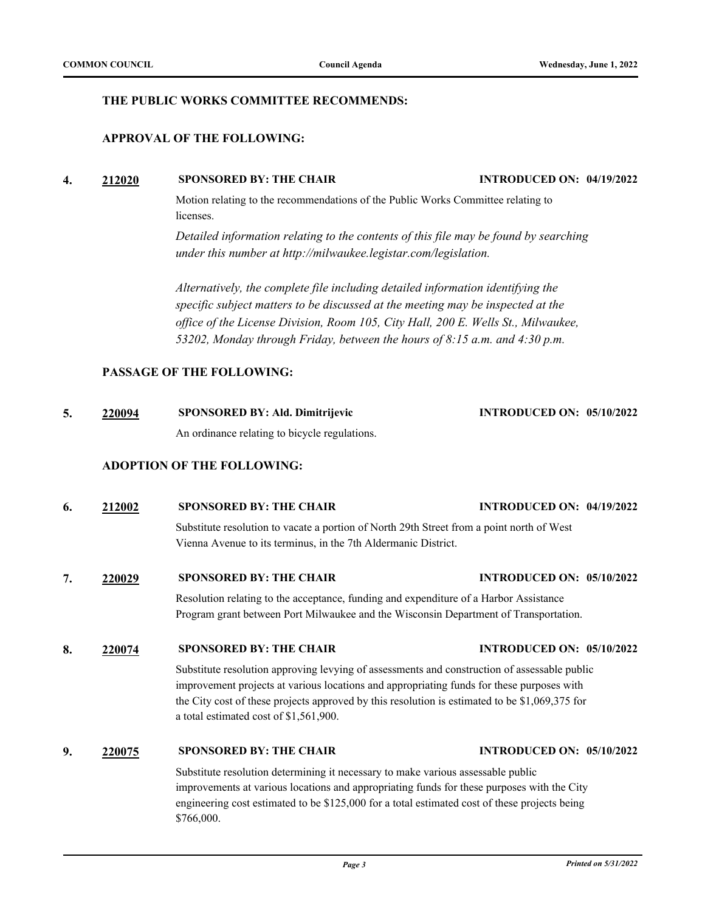### THE PUBLIC WORKS COMMITTEE RECOMMENDS:

### APPROVAL OF THE FOLLOWING:

**4.** **212020** **SPONSORED BY: THE CHAIR** **INTRODUCED ON: 04/19/2022**

Motion relating to the recommendations of the Public Works Committee relating to licenses.

*Detailed information relating to the contents of this file may be found by searching under this number at http://milwaukee.legistar.com/legislation.*

*Alternatively, the complete file including detailed information identifying the specific subject matters to be discussed at the meeting may be inspected at the office of the License Division, Room 105, City Hall, 200 E. Wells St., Milwaukee, 53202, Monday through Friday, between the hours of 8:15 a.m. and 4:30 p.m.*

### PASSAGE OF THE FOLLOWING:

**5.** **220094** **SPONSORED BY: Ald. Dimitrijevic** **INTRODUCED ON: 05/10/2022**

An ordinance relating to bicycle regulations.

### ADOPTION OF THE FOLLOWING:

**6.** **212002** **SPONSORED BY: THE CHAIR** **INTRODUCED ON: 04/19/2022**

Substitute resolution to vacate a portion of North 29th Street from a point north of West Vienna Avenue to its terminus, in the 7th Aldermanic District.

**7.** **220029** **SPONSORED BY: THE CHAIR** **INTRODUCED ON: 05/10/2022**

Resolution relating to the acceptance, funding and expenditure of a Harbor Assistance Program grant between Port Milwaukee and the Wisconsin Department of Transportation.

**8.** **220074** **SPONSORED BY: THE CHAIR** **INTRODUCED ON: 05/10/2022**

Substitute resolution approving levying of assessments and construction of assessable public improvement projects at various locations and appropriating funds for these purposes with the City cost of these projects approved by this resolution is estimated to be $1,069,375 for a total estimated cost of $1,561,900.

**9.** **220075** **SPONSORED BY: THE CHAIR** **INTRODUCED ON: 05/10/2022**

Substitute resolution determining it necessary to make various assessable public improvements at various locations and appropriating funds for these purposes with the City engineering cost estimated to be $125,000 for a total estimated cost of these projects being $766,000.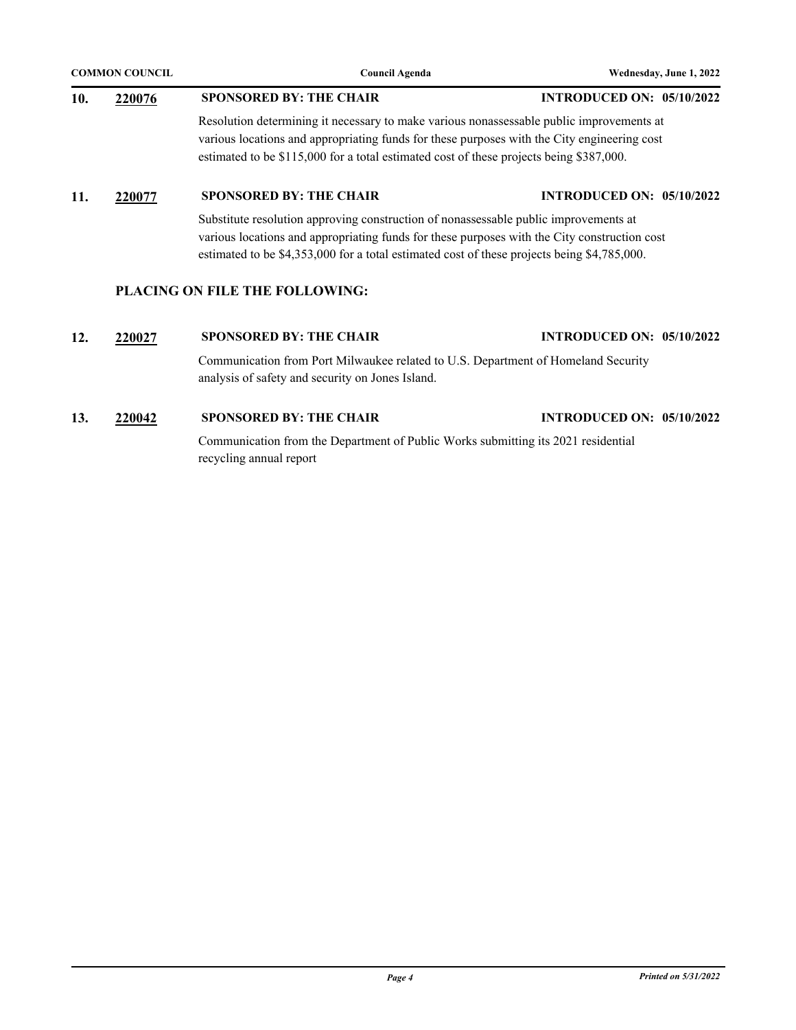**10.** **220076** **SPONSORED BY: THE CHAIR** **INTRODUCED ON: 05/10/2022**

Resolution determining it necessary to make various nonassessable public improvements at various locations and appropriating funds for these purposes with the City engineering cost estimated to be $115,000 for a total estimated cost of these projects being $387,000.

**11.** **220077** **SPONSORED BY: THE CHAIR** **INTRODUCED ON: 05/10/2022**

Substitute resolution approving construction of nonassessable public improvements at various locations and appropriating funds for these purposes with the City construction cost estimated to be $4,353,000 for a total estimated cost of these projects being $4,785,000.

## PLACING ON FILE THE FOLLOWING:

**12.** **220027** **SPONSORED BY: THE CHAIR** **INTRODUCED ON: 05/10/2022**

Communication from Port Milwaukee related to U.S. Department of Homeland Security analysis of safety and security on Jones Island.

**13.** **220042** **SPONSORED BY: THE CHAIR** **INTRODUCED ON: 05/10/2022**

Communication from the Department of Public Works submitting its 2021 residential recycling annual report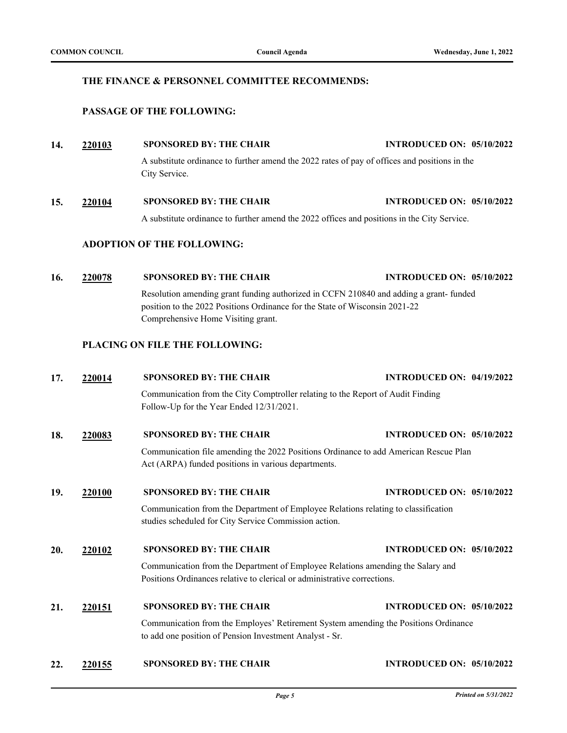### THE FINANCE & PERSONNEL COMMITTEE RECOMMENDS:

### PASSAGE OF THE FOLLOWING:

**14. 220103** **SPONSORED BY: THE CHAIR** **INTRODUCED ON: 05/10/2022**

A substitute ordinance to further amend the 2022 rates of pay of offices and positions in the City Service.

**15. 220104** **SPONSORED BY: THE CHAIR** **INTRODUCED ON: 05/10/2022**

A substitute ordinance to further amend the 2022 offices and positions in the City Service.

### ADOPTION OF THE FOLLOWING:

**16. 220078** **SPONSORED BY: THE CHAIR** **INTRODUCED ON: 05/10/2022**

Resolution amending grant funding authorized in CCFN 210840 and adding a grant- funded position to the 2022 Positions Ordinance for the State of Wisconsin 2021-22 Comprehensive Home Visiting grant.

### PLACING ON FILE THE FOLLOWING:

**17. 220014** **SPONSORED BY: THE CHAIR** **INTRODUCED ON: 04/19/2022**

Communication from the City Comptroller relating to the Report of Audit Finding Follow-Up for the Year Ended 12/31/2021.

**18. 220083** **SPONSORED BY: THE CHAIR** **INTRODUCED ON: 05/10/2022**

Communication file amending the 2022 Positions Ordinance to add American Rescue Plan Act (ARPA) funded positions in various departments.

**19. 220100** **SPONSORED BY: THE CHAIR** **INTRODUCED ON: 05/10/2022**

Communication from the Department of Employee Relations relating to classification studies scheduled for City Service Commission action.

**20. 220102** **SPONSORED BY: THE CHAIR** **INTRODUCED ON: 05/10/2022**

Communication from the Department of Employee Relations amending the Salary and Positions Ordinances relative to clerical or administrative corrections.

**21. 220151** **SPONSORED BY: THE CHAIR** **INTRODUCED ON: 05/10/2022**

Communication from the Employes' Retirement System amending the Positions Ordinance to add one position of Pension Investment Analyst - Sr.

**22. 220155** **SPONSORED BY: THE CHAIR** **INTRODUCED ON: 05/10/2022**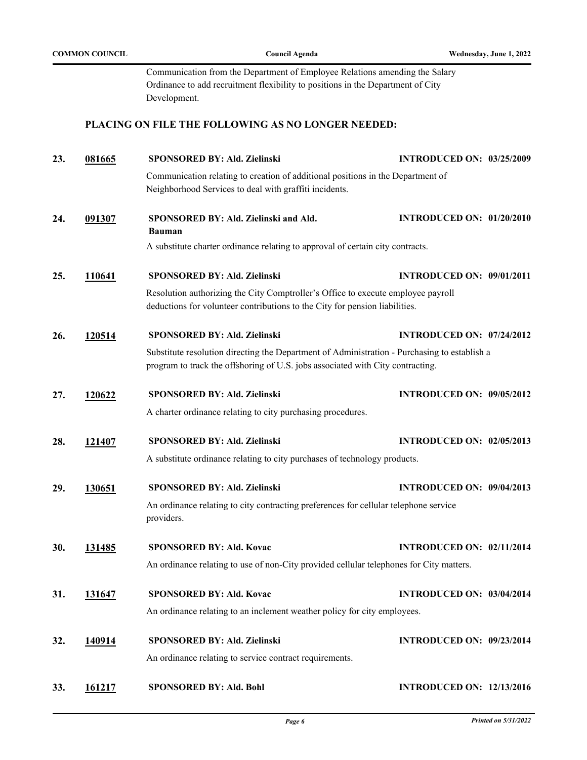Communication from the Department of Employee Relations amending the Salary Ordinance to add recruitment flexibility to positions in the Department of City Development.

## PLACING ON FILE THE FOLLOWING AS NO LONGER NEEDED:

**23.** **081665** **SPONSORED BY: Ald. Zielinski** **INTRODUCED ON: 03/25/2009**

Communication relating to creation of additional positions in the Department of Neighborhood Services to deal with graffiti incidents.

**24.** **091307** **SPONSORED BY: Ald. Zielinski and Ald. Bauman** **INTRODUCED ON: 01/20/2010**

A substitute charter ordinance relating to approval of certain city contracts.

**25.** **110641** **SPONSORED BY: Ald. Zielinski** **INTRODUCED ON: 09/01/2011**

Resolution authorizing the City Comptroller's Office to execute employee payroll deductions for volunteer contributions to the City for pension liabilities.

**26.** **120514** **SPONSORED BY: Ald. Zielinski** **INTRODUCED ON: 07/24/2012**

Substitute resolution directing the Department of Administration - Purchasing to establish a program to track the offshoring of U.S. jobs associated with City contracting.

**27.** **120622** **SPONSORED BY: Ald. Zielinski** **INTRODUCED ON: 09/05/2012**

A charter ordinance relating to city purchasing procedures.

**28.** **121407** **SPONSORED BY: Ald. Zielinski** **INTRODUCED ON: 02/05/2013**

A substitute ordinance relating to city purchases of technology products.

**29.** **130651** **SPONSORED BY: Ald. Zielinski** **INTRODUCED ON: 09/04/2013**

An ordinance relating to city contracting preferences for cellular telephone service providers.

**30.** **131485** **SPONSORED BY: Ald. Kovac** **INTRODUCED ON: 02/11/2014**

An ordinance relating to use of non-City provided cellular telephones for City matters.

**31.** **131647** **SPONSORED BY: Ald. Kovac** **INTRODUCED ON: 03/04/2014**

An ordinance relating to an inclement weather policy for city employees.

**32.** **140914** **SPONSORED BY: Ald. Zielinski** **INTRODUCED ON: 09/23/2014**

An ordinance relating to service contract requirements.

**33.** **161217** **SPONSORED BY: Ald. Bohl** **INTRODUCED ON: 12/13/2016**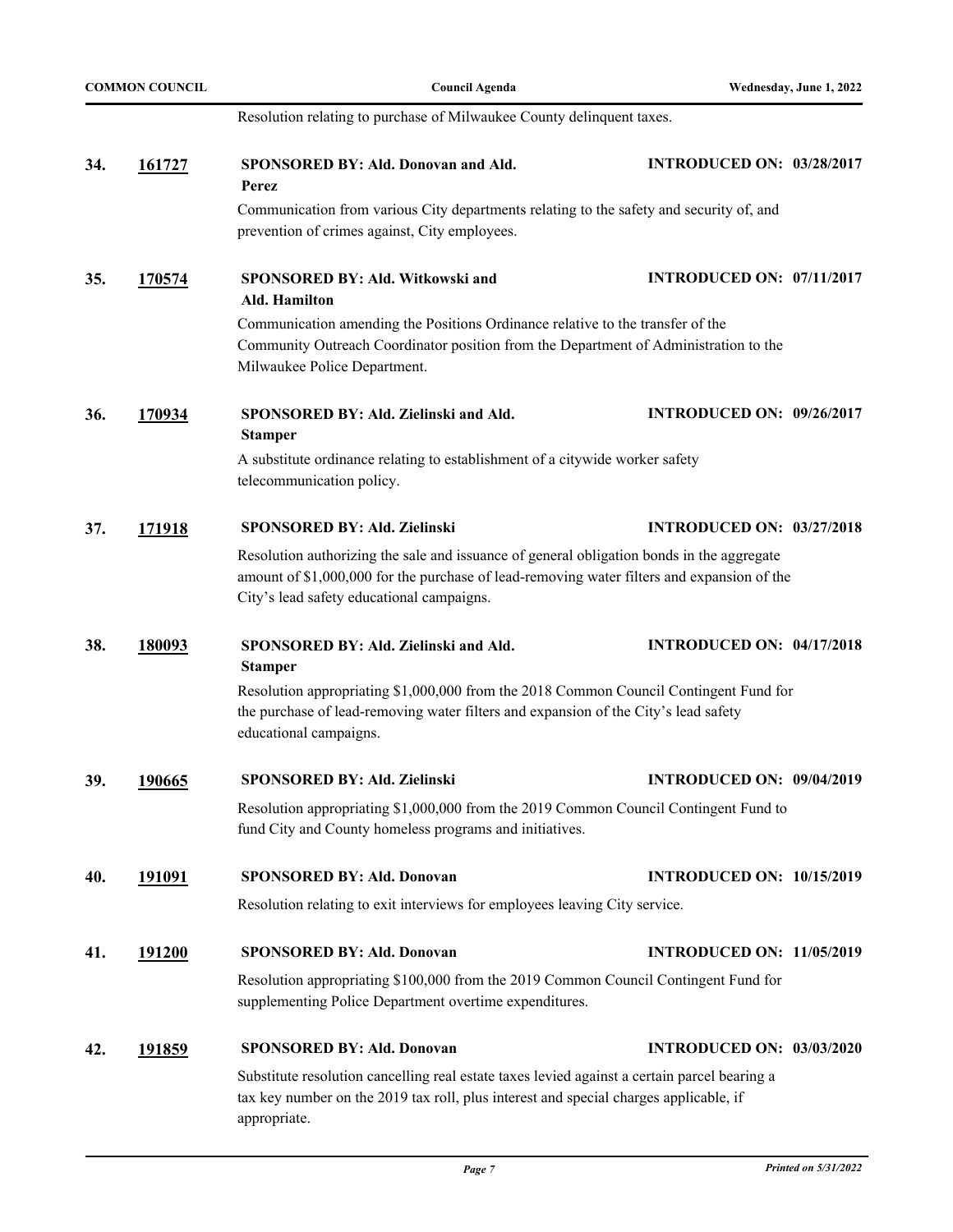Resolution relating to purchase of Milwaukee County delinquent taxes.

**34.** **161727** **SPONSORED BY: Ald. Donovan and Ald. Perez** **INTRODUCED ON: 03/28/2017**

Communication from various City departments relating to the safety and security of, and prevention of crimes against, City employees.

**35.** **170574** **SPONSORED BY: Ald. Witkowski and Ald. Hamilton** **INTRODUCED ON: 07/11/2017**

Communication amending the Positions Ordinance relative to the transfer of the Community Outreach Coordinator position from the Department of Administration to the Milwaukee Police Department.

**36.** **170934** **SPONSORED BY: Ald. Zielinski and Ald. Stamper** **INTRODUCED ON: 09/26/2017**

A substitute ordinance relating to establishment of a citywide worker safety telecommunication policy.

**37.** **171918** **SPONSORED BY: Ald. Zielinski** **INTRODUCED ON: 03/27/2018**

Resolution authorizing the sale and issuance of general obligation bonds in the aggregate amount of $1,000,000 for the purchase of lead-removing water filters and expansion of the City's lead safety educational campaigns.

**38.** **180093** **SPONSORED BY: Ald. Zielinski and Ald. Stamper** **INTRODUCED ON: 04/17/2018**

Resolution appropriating $1,000,000 from the 2018 Common Council Contingent Fund for the purchase of lead-removing water filters and expansion of the City's lead safety educational campaigns.

**39.** **190665** **SPONSORED BY: Ald. Zielinski** **INTRODUCED ON: 09/04/2019**

Resolution appropriating $1,000,000 from the 2019 Common Council Contingent Fund to fund City and County homeless programs and initiatives.

**40.** **191091** **SPONSORED BY: Ald. Donovan** **INTRODUCED ON: 10/15/2019**

Resolution relating to exit interviews for employees leaving City service.

**41.** **191200** **SPONSORED BY: Ald. Donovan** **INTRODUCED ON: 11/05/2019**

Resolution appropriating $100,000 from the 2019 Common Council Contingent Fund for supplementing Police Department overtime expenditures.

**42.** **191859** **SPONSORED BY: Ald. Donovan** **INTRODUCED ON: 03/03/2020**

Substitute resolution cancelling real estate taxes levied against a certain parcel bearing a tax key number on the 2019 tax roll, plus interest and special charges applicable, if appropriate.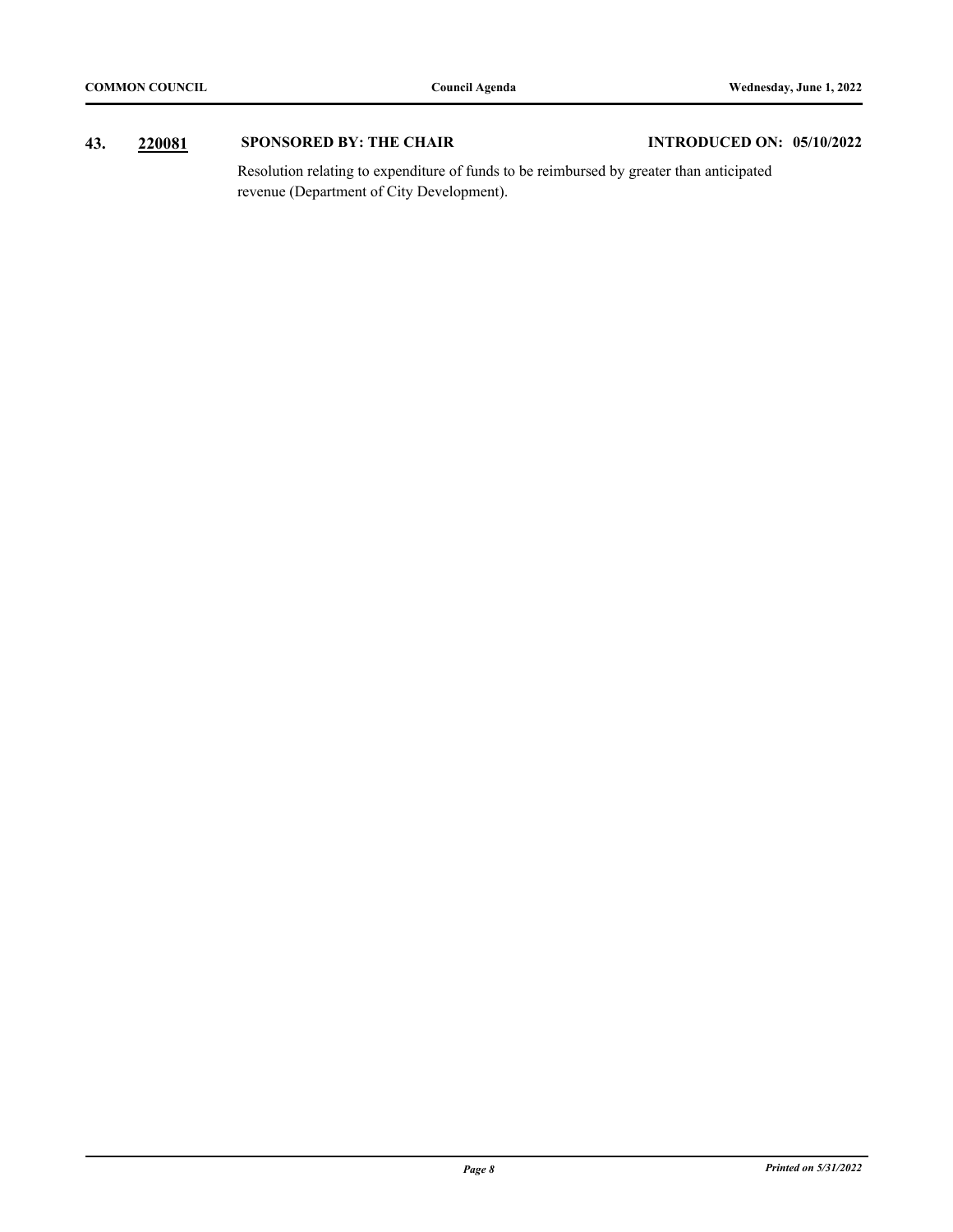**43.** **220081** **SPONSORED BY: THE CHAIR** **INTRODUCED ON: 05/10/2022**

Resolution relating to expenditure of funds to be reimbursed by greater than anticipated revenue (Department of City Development).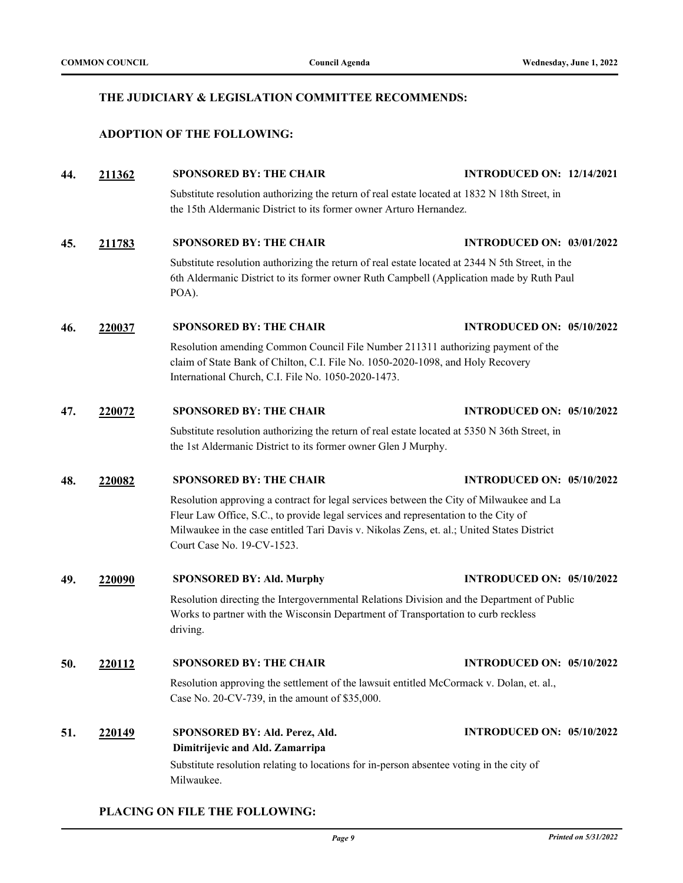### THE JUDICIARY & LEGISLATION COMMITTEE RECOMMENDS:

### ADOPTION OF THE FOLLOWING:

**44.** **211362** **SPONSORED BY: THE CHAIR** **INTRODUCED ON: 12/14/2021**

Substitute resolution authorizing the return of real estate located at 1832 N 18th Street, in the 15th Aldermanic District to its former owner Arturo Hernandez.

**45.** **211783** **SPONSORED BY: THE CHAIR** **INTRODUCED ON: 03/01/2022**

Substitute resolution authorizing the return of real estate located at 2344 N 5th Street, in the 6th Aldermanic District to its former owner Ruth Campbell (Application made by Ruth Paul POA).

**46.** **220037** **SPONSORED BY: THE CHAIR** **INTRODUCED ON: 05/10/2022**

Resolution amending Common Council File Number 211311 authorizing payment of the claim of State Bank of Chilton, C.I. File No. 1050-2020-1098, and Holy Recovery International Church, C.I. File No. 1050-2020-1473.

**47.** **220072** **SPONSORED BY: THE CHAIR** **INTRODUCED ON: 05/10/2022**

Substitute resolution authorizing the return of real estate located at 5350 N 36th Street, in the 1st Aldermanic District to its former owner Glen J Murphy.

**48.** **220082** **SPONSORED BY: THE CHAIR** **INTRODUCED ON: 05/10/2022**

Resolution approving a contract for legal services between the City of Milwaukee and La Fleur Law Office, S.C., to provide legal services and representation to the City of Milwaukee in the case entitled Tari Davis v. Nikolas Zens, et. al.; United States District Court Case No. 19-CV-1523.

**49.** **220090** **SPONSORED BY: Ald. Murphy** **INTRODUCED ON: 05/10/2022**

Resolution directing the Intergovernmental Relations Division and the Department of Public Works to partner with the Wisconsin Department of Transportation to curb reckless driving.

**50.** **220112** **SPONSORED BY: THE CHAIR** **INTRODUCED ON: 05/10/2022**

Resolution approving the settlement of the lawsuit entitled McCormack v. Dolan, et. al., Case No. 20-CV-739, in the amount of $35,000.

**51.** **220149** **SPONSORED BY: Ald. Perez, Ald. Dimitrijevic and Ald. Zamarripa** **INTRODUCED ON: 05/10/2022**

Substitute resolution relating to locations for in-person absentee voting in the city of Milwaukee.

### PLACING ON FILE THE FOLLOWING: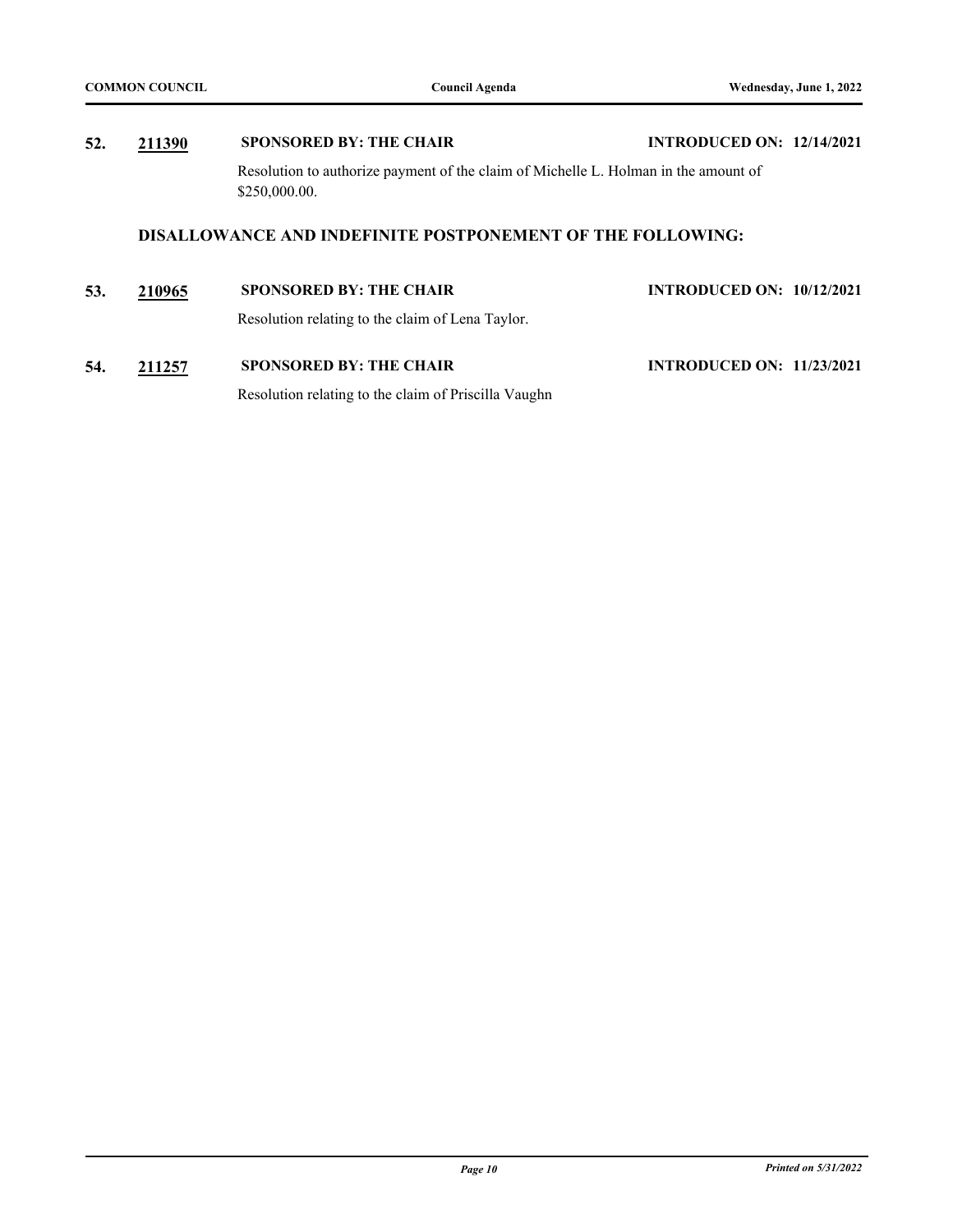**52.** **211390** **SPONSORED BY: THE CHAIR** **INTRODUCED ON: 12/14/2021**

Resolution to authorize payment of the claim of Michelle L. Holman in the amount of $250,000.00.

## DISALLOWANCE AND INDEFINITE POSTPONEMENT OF THE FOLLOWING:

**53.** **210965** **SPONSORED BY: THE CHAIR** **INTRODUCED ON: 10/12/2021**

Resolution relating to the claim of Lena Taylor.

**54.** **211257** **SPONSORED BY: THE CHAIR** **INTRODUCED ON: 11/23/2021**

Resolution relating to the claim of Priscilla Vaughn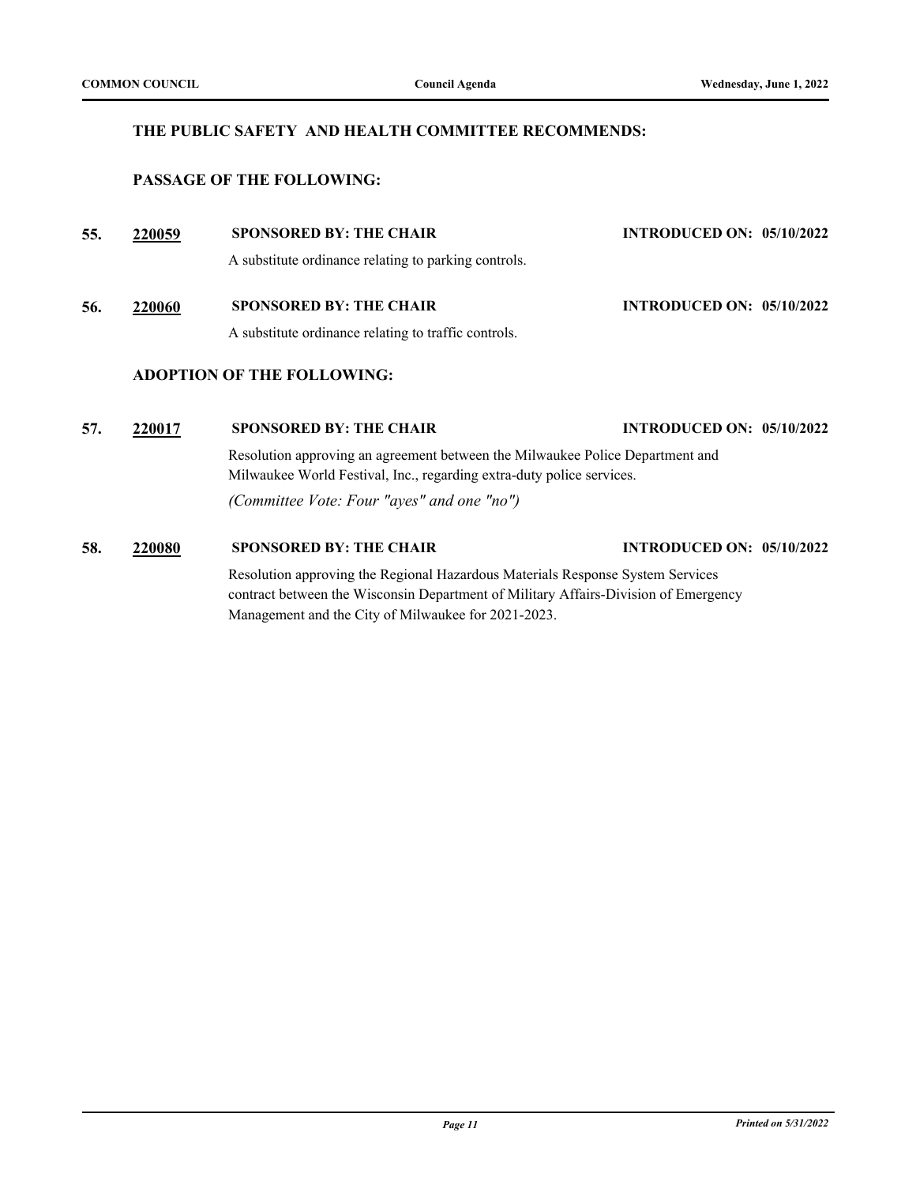### THE PUBLIC SAFETY AND HEALTH COMMITTEE RECOMMENDS:

### PASSAGE OF THE FOLLOWING:

**55.** **220059** **SPONSORED BY: THE CHAIR** **INTRODUCED ON: 05/10/2022**

A substitute ordinance relating to parking controls.

**56.** **220060** **SPONSORED BY: THE CHAIR** **INTRODUCED ON: 05/10/2022**

A substitute ordinance relating to traffic controls.

### ADOPTION OF THE FOLLOWING:

**57.** **220017** **SPONSORED BY: THE CHAIR** **INTRODUCED ON: 05/10/2022**

Resolution approving an agreement between the Milwaukee Police Department and Milwaukee World Festival, Inc., regarding extra-duty police services.

*(Committee Vote: Four "ayes" and one "no")*

**58.** **220080** **SPONSORED BY: THE CHAIR** **INTRODUCED ON: 05/10/2022**

Resolution approving the Regional Hazardous Materials Response System Services contract between the Wisconsin Department of Military Affairs-Division of Emergency Management and the City of Milwaukee for 2021-2023.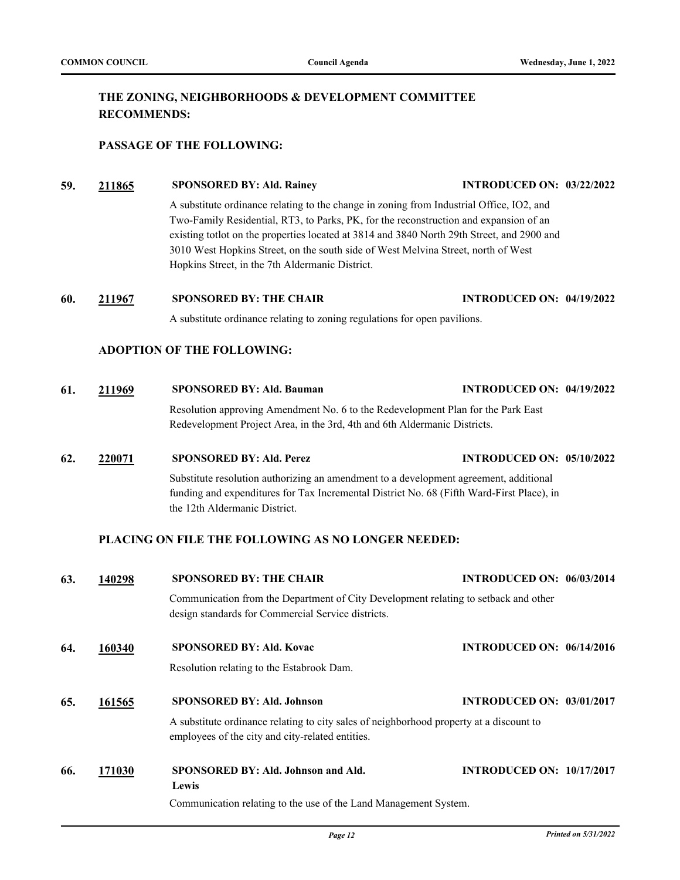### THE ZONING, NEIGHBORHOODS & DEVELOPMENT COMMITTEE RECOMMENDS:

#### PASSAGE OF THE FOLLOWING:

**59. 211865** **SPONSORED BY: Ald. Rainey** **INTRODUCED ON: 03/22/2022**

A substitute ordinance relating to the change in zoning from Industrial Office, IO2, and Two-Family Residential, RT3, to Parks, PK, for the reconstruction and expansion of an existing totlot on the properties located at 3814 and 3840 North 29th Street, and 2900 and 3010 West Hopkins Street, on the south side of West Melvina Street, north of West Hopkins Street, in the 7th Aldermanic District.

**60. 211967** **SPONSORED BY: THE CHAIR** **INTRODUCED ON: 04/19/2022**

A substitute ordinance relating to zoning regulations for open pavilions.

#### ADOPTION OF THE FOLLOWING:

**61. 211969** **SPONSORED BY: Ald. Bauman** **INTRODUCED ON: 04/19/2022**

Resolution approving Amendment No. 6 to the Redevelopment Plan for the Park East Redevelopment Project Area, in the 3rd, 4th and 6th Aldermanic Districts.

**62. 220071** **SPONSORED BY: Ald. Perez** **INTRODUCED ON: 05/10/2022**

Substitute resolution authorizing an amendment to a development agreement, additional funding and expenditures for Tax Incremental District No. 68 (Fifth Ward-First Place), in the 12th Aldermanic District.

#### PLACING ON FILE THE FOLLOWING AS NO LONGER NEEDED:

**63. 140298** **SPONSORED BY: THE CHAIR** **INTRODUCED ON: 06/03/2014**

Communication from the Department of City Development relating to setback and other design standards for Commercial Service districts.

**64. 160340** **SPONSORED BY: Ald. Kovac** **INTRODUCED ON: 06/14/2016**

Resolution relating to the Estabrook Dam.

**65. 161565** **SPONSORED BY: Ald. Johnson** **INTRODUCED ON: 03/01/2017**

A substitute ordinance relating to city sales of neighborhood property at a discount to employees of the city and city-related entities.

**66. 171030** **SPONSORED BY: Ald. Johnson and Ald. Lewis** **INTRODUCED ON: 10/17/2017**

Communication relating to the use of the Land Management System.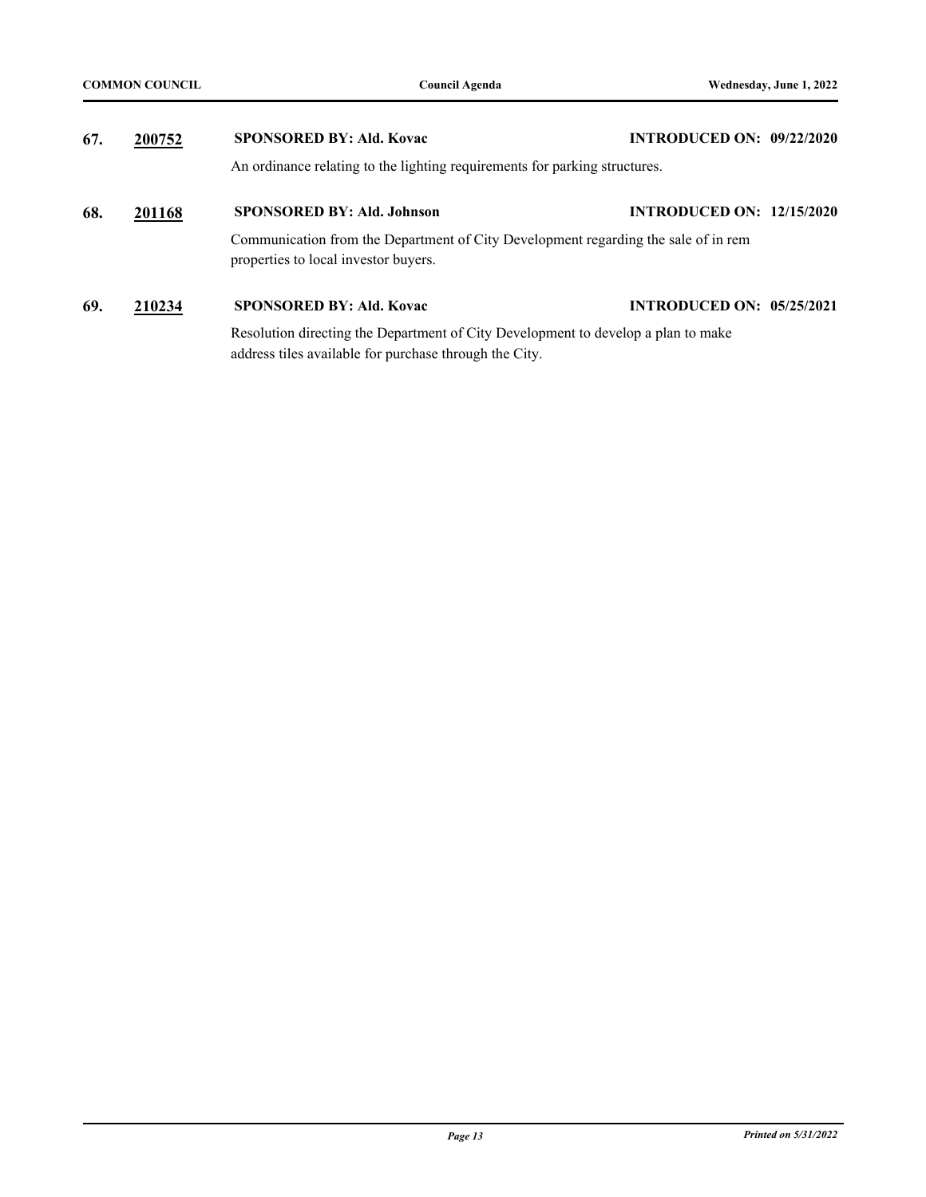**67.** **200752** **SPONSORED BY: Ald. Kovac** **INTRODUCED ON: 09/22/2020**

An ordinance relating to the lighting requirements for parking structures.

**68.** **201168** **SPONSORED BY: Ald. Johnson** **INTRODUCED ON: 12/15/2020**

Communication from the Department of City Development regarding the sale of in rem properties to local investor buyers.

**69.** **210234** **SPONSORED BY: Ald. Kovac** **INTRODUCED ON: 05/25/2021**

Resolution directing the Department of City Development to develop a plan to make address tiles available for purchase through the City.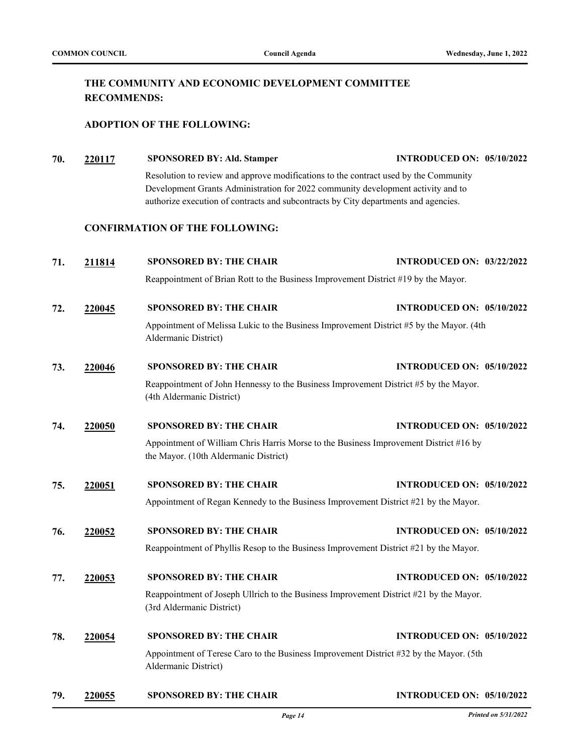## THE COMMUNITY AND ECONOMIC DEVELOPMENT COMMITTEE RECOMMENDS:

### ADOPTION OF THE FOLLOWING:

**70.** **220117** **SPONSORED BY: Ald. Stamper** **INTRODUCED ON: 05/10/2022**

Resolution to review and approve modifications to the contract used by the Community Development Grants Administration for 2022 community development activity and to authorize execution of contracts and subcontracts by City departments and agencies.

### CONFIRMATION OF THE FOLLOWING:

**71.** **211814** **SPONSORED BY: THE CHAIR** **INTRODUCED ON: 03/22/2022**

Reappointment of Brian Rott to the Business Improvement District #19 by the Mayor.

**72.** **220045** **SPONSORED BY: THE CHAIR** **INTRODUCED ON: 05/10/2022**

Appointment of Melissa Lukic to the Business Improvement District #5 by the Mayor. (4th Aldermanic District)

**73.** **220046** **SPONSORED BY: THE CHAIR** **INTRODUCED ON: 05/10/2022**

Reappointment of John Hennessy to the Business Improvement District #5 by the Mayor. (4th Aldermanic District)

**74.** **220050** **SPONSORED BY: THE CHAIR** **INTRODUCED ON: 05/10/2022**

Appointment of William Chris Harris Morse to the Business Improvement District #16 by the Mayor. (10th Aldermanic District)

**75.** **220051** **SPONSORED BY: THE CHAIR** **INTRODUCED ON: 05/10/2022**

Appointment of Regan Kennedy to the Business Improvement District #21 by the Mayor.

**76.** **220052** **SPONSORED BY: THE CHAIR** **INTRODUCED ON: 05/10/2022**

Reappointment of Phyllis Resop to the Business Improvement District #21 by the Mayor.

**77.** **220053** **SPONSORED BY: THE CHAIR** **INTRODUCED ON: 05/10/2022**

Reappointment of Joseph Ullrich to the Business Improvement District #21 by the Mayor. (3rd Aldermanic District)

**78.** **220054** **SPONSORED BY: THE CHAIR** **INTRODUCED ON: 05/10/2022**

Appointment of Terese Caro to the Business Improvement District #32 by the Mayor. (5th Aldermanic District)

**79.** **220055** **SPONSORED BY: THE CHAIR** **INTRODUCED ON: 05/10/2022**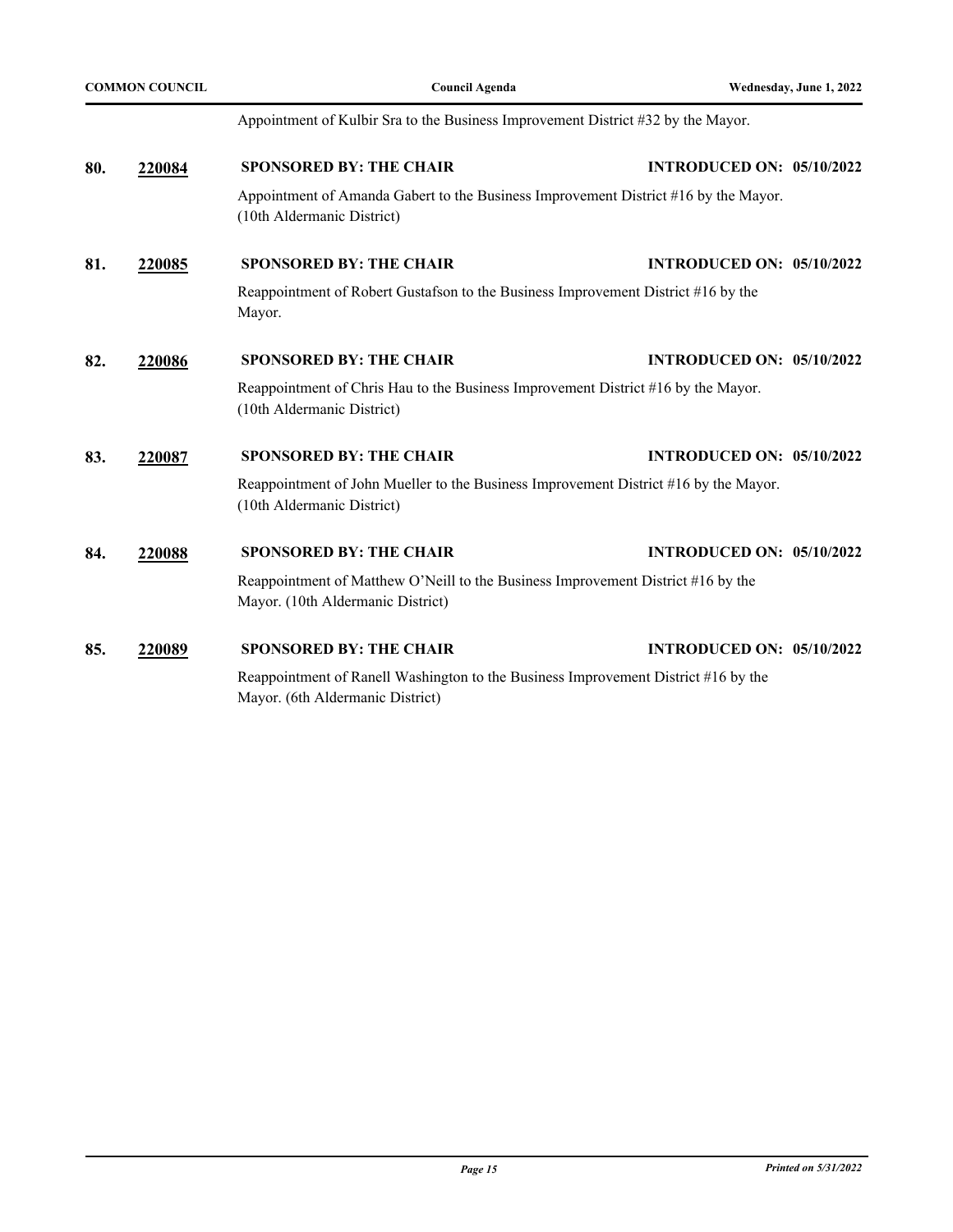Appointment of Kulbir Sra to the Business Improvement District #32 by the Mayor.

**80.** **220084** **SPONSORED BY: THE CHAIR** **INTRODUCED ON: 05/10/2022**

Appointment of Amanda Gabert to the Business Improvement District #16 by the Mayor. (10th Aldermanic District)

**81.** **220085** **SPONSORED BY: THE CHAIR** **INTRODUCED ON: 05/10/2022**

Reappointment of Robert Gustafson to the Business Improvement District #16 by the Mayor.

**82.** **220086** **SPONSORED BY: THE CHAIR** **INTRODUCED ON: 05/10/2022**

Reappointment of Chris Hau to the Business Improvement District #16 by the Mayor. (10th Aldermanic District)

**83.** **220087** **SPONSORED BY: THE CHAIR** **INTRODUCED ON: 05/10/2022**

Reappointment of John Mueller to the Business Improvement District #16 by the Mayor. (10th Aldermanic District)

**84.** **220088** **SPONSORED BY: THE CHAIR** **INTRODUCED ON: 05/10/2022**

Reappointment of Matthew O'Neill to the Business Improvement District #16 by the Mayor. (10th Aldermanic District)

**85.** **220089** **SPONSORED BY: THE CHAIR** **INTRODUCED ON: 05/10/2022**

Reappointment of Ranell Washington to the Business Improvement District #16 by the Mayor. (6th Aldermanic District)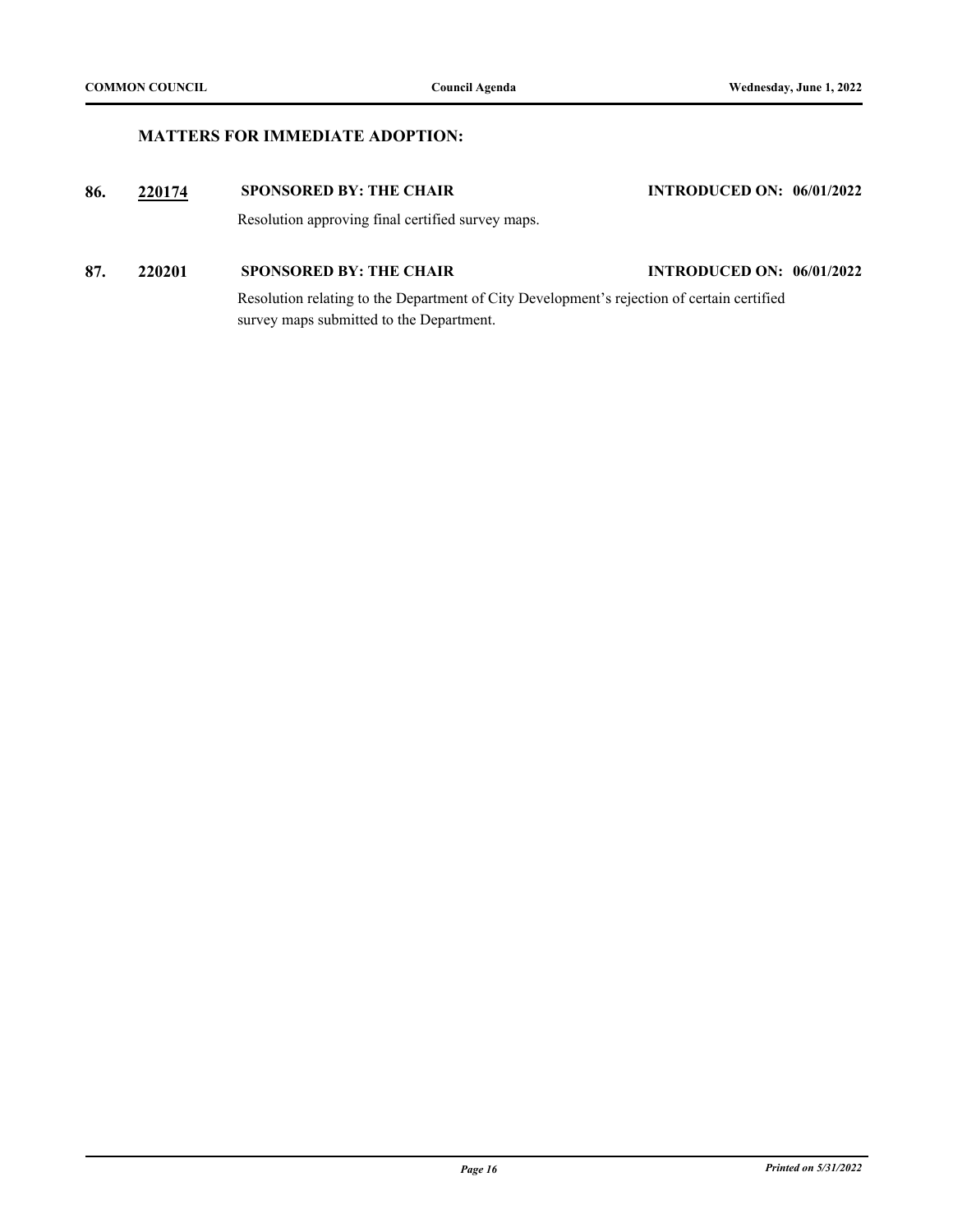## MATTERS FOR IMMEDIATE ADOPTION:

**86.** **220174** **SPONSORED BY: THE CHAIR** **INTRODUCED ON: 06/01/2022**

Resolution approving final certified survey maps.

**87.** **220201** **SPONSORED BY: THE CHAIR** **INTRODUCED ON: 06/01/2022**

Resolution relating to the Department of City Development's rejection of certain certified survey maps submitted to the Department.